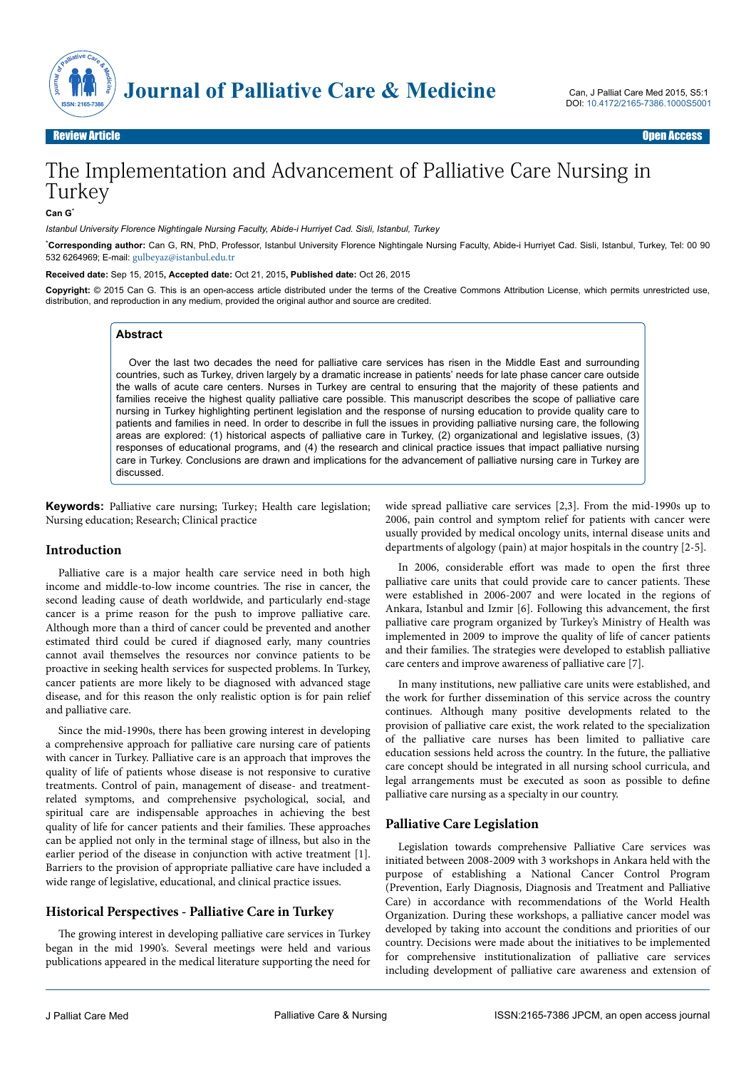# The Implementation and Advancement of Palliative Care Nursing in Turkey

**Can G***

*Istanbul University Florence Nightingale Nursing Faculty, Abide-i Hurriyet Cad. Sisli, Istanbul, Turkey*

***Corresponding author:** Can G, RN, PhD, Professor, Istanbul University Florence Nightingale Nursing Faculty, Abide-i Hurriyet Cad. Sisli, Istanbul, Turkey, Tel: 00 90 532 6264969; E-mail: gulbeyaz@istanbul.edu.tr

**Received date:** Sep 15, 2015, **Accepted date:** Oct 21, 2015, **Published date:** Oct 26, 2015

**Copyright:** © 2015 Can G. This is an open-access article distributed under the terms of the Creative Commons Attribution License, which permits unrestricted use, distribution, and reproduction in any medium, provided the original author and source are credited.

## Abstract

Over the last two decades the need for palliative care services has risen in the Middle East and surrounding countries, such as Turkey, driven largely by a dramatic increase in patients' needs for late phase cancer care outside the walls of acute care centers. Nurses in Turkey are central to ensuring that the majority of these patients and families receive the highest quality palliative care possible. This manuscript describes the scope of palliative care nursing in Turkey highlighting pertinent legislation and the response of nursing education to provide quality care to patients and families in need. In order to describe in full the issues in providing palliative nursing care, the following areas are explored: (1) historical aspects of palliative care in Turkey, (2) organizational and legislative issues, (3) responses of educational programs, and (4) the research and clinical practice issues that impact palliative nursing care in Turkey. Conclusions are drawn and implications for the advancement of palliative nursing care in Turkey are discussed.

**Keywords:** Palliative care nursing; Turkey; Health care legislation; Nursing education; Research; Clinical practice

## Introduction

Palliative care is a major health care service need in both high income and middle-to-low income countries. The rise in cancer, the second leading cause of death worldwide, and particularly end-stage cancer is a prime reason for the push to improve palliative care. Although more than a third of cancer could be prevented and another estimated third could be cured if diagnosed early, many countries cannot avail themselves the resources nor convince patients to be proactive in seeking health services for suspected problems. In Turkey, cancer patients are more likely to be diagnosed with advanced stage disease, and for this reason the only realistic option is for pain relief and palliative care.

Since the mid-1990s, there has been growing interest in developing a comprehensive approach for palliative care nursing care of patients with cancer in Turkey. Palliative care is an approach that improves the quality of life of patients whose disease is not responsive to curative treatments. Control of pain, management of disease- and treatment-related symptoms, and comprehensive psychological, social, and spiritual care are indispensable approaches in achieving the best quality of life for cancer patients and their families. These approaches can be applied not only in the terminal stage of illness, but also in the earlier period of the disease in conjunction with active treatment [1]. Barriers to the provision of appropriate palliative care have included a wide range of legislative, educational, and clinical practice issues.

## Historical Perspectives - Palliative Care in Turkey

The growing interest in developing palliative care services in Turkey began in the mid 1990's. Several meetings were held and various publications appeared in the medical literature supporting the need for wide spread palliative care services [2,3]. From the mid-1990s up to 2006, pain control and symptom relief for patients with cancer were usually provided by medical oncology units, internal disease units and departments of algology (pain) at major hospitals in the country [2-5].

In 2006, considerable effort was made to open the first three palliative care units that could provide care to cancer patients. These were established in 2006-2007 and were located in the regions of Ankara, Istanbul and Izmir [6]. Following this advancement, the first palliative care program organized by Turkey's Ministry of Health was implemented in 2009 to improve the quality of life of cancer patients and their families. The strategies were developed to establish palliative care centers and improve awareness of palliative care [7].

In many institutions, new palliative care units were established, and the work for further dissemination of this service across the country continues. Although many positive developments related to the provision of palliative care exist, the work related to the specialization of the palliative care nurses has been limited to palliative care education sessions held across the country. In the future, the palliative care concept should be integrated in all nursing school curricula, and legal arrangements must be executed as soon as possible to define palliative care nursing as a specialty in our country.

## Palliative Care Legislation

Legislation towards comprehensive Palliative Care services was initiated between 2008-2009 with 3 workshops in Ankara held with the purpose of establishing a National Cancer Control Program (Prevention, Early Diagnosis, Diagnosis and Treatment and Palliative Care) in accordance with recommendations of the World Health Organization. During these workshops, a palliative cancer model was developed by taking into account the conditions and priorities of our country. Decisions were made about the initiatives to be implemented for comprehensive institutionalization of palliative care services including development of palliative care awareness and extension of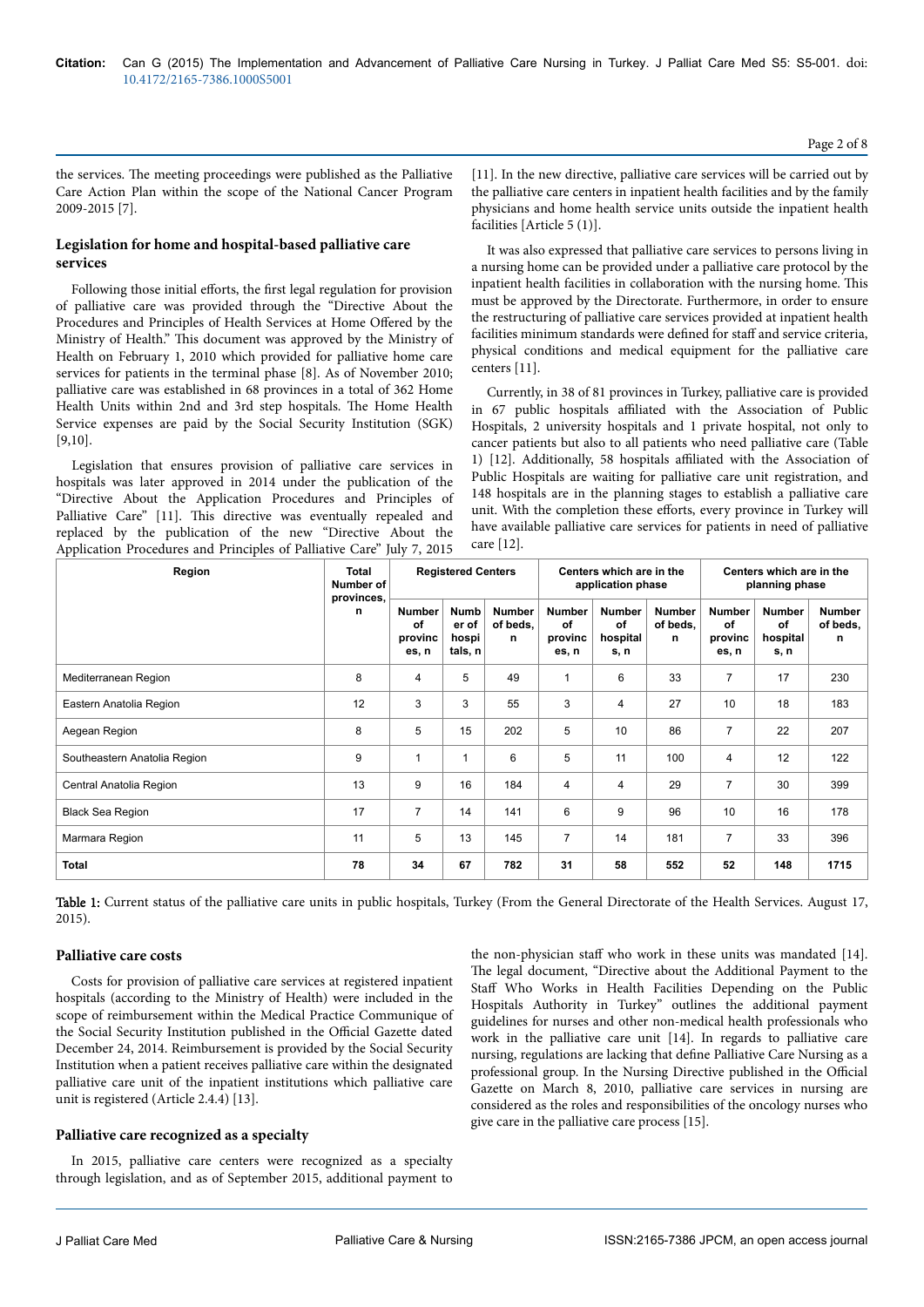the services. The meeting proceedings were published as the Palliative Care Action Plan within the scope of the National Cancer Program 2009-2015 [7].

## Legislation for home and hospital-based palliative care services

Following those initial efforts, the first legal regulation for provision of palliative care was provided through the "Directive About the Procedures and Principles of Health Services at Home Offered by the Ministry of Health." This document was approved by the Ministry of Health on February 1, 2010 which provided for palliative home care services for patients in the terminal phase [8]. As of November 2010; palliative care was established in 68 provinces in a total of 362 Home Health Units within 2nd and 3rd step hospitals. The Home Health Service expenses are paid by the Social Security Institution (SGK) [9,10].

Legislation that ensures provision of palliative care services in hospitals was later approved in 2014 under the publication of the "Directive About the Application Procedures and Principles of Palliative Care" [11]. This directive was eventually repealed and replaced by the publication of the new "Directive About the Application Procedures and Principles of Palliative Care" July 7, 2015 [11]. In the new directive, palliative care services will be carried out by the palliative care centers in inpatient health facilities and by the family physicians and home health service units outside the inpatient health facilities [Article 5 (1)].

It was also expressed that palliative care services to persons living in a nursing home can be provided under a palliative care protocol by the inpatient health facilities in collaboration with the nursing home. This must be approved by the Directorate. Furthermore, in order to ensure the restructuring of palliative care services provided at inpatient health facilities minimum standards were defined for staff and service criteria, physical conditions and medical equipment for the palliative care centers [11].

Currently, in 38 of 81 provinces in Turkey, palliative care is provided in 67 public hospitals affiliated with the Association of Public Hospitals, 2 university hospitals and 1 private hospital, not only to cancer patients but also to all patients who need palliative care (Table 1) [12]. Additionally, 58 hospitals affiliated with the Association of Public Hospitals are waiting for palliative care unit registration, and 148 hospitals are in the planning stages to establish a palliative care unit. With the completion these efforts, every province in Turkey will have available palliative care services for patients in need of palliative care [12].

| Region | Total Number of provinces, n | Registered Centers | | | Centers which are in the application phase | | | Centers which are in the planning phase | | |
|---|---|---|---|---|---|---|---|---|---|---|
| | | Number of provinces, n | Number of hospitals, n | Number of beds, n | Number of provinces, n | Number of hospitals, n | Number of beds, n | Number of provinces, n | Number of hospitals, n | Number of beds, n |
| Mediterranean Region | 8 | 4 | 5 | 49 | 1 | 6 | 33 | 7 | 17 | 230 |
| Eastern Anatolia Region | 12 | 3 | 3 | 55 | 3 | 4 | 27 | 10 | 18 | 183 |
| Aegean Region | 8 | 5 | 15 | 202 | 5 | 10 | 86 | 7 | 22 | 207 |
| Southeastern Anatolia Region | 9 | 1 | 1 | 6 | 5 | 11 | 100 | 4 | 12 | 122 |
| Central Anatolia Region | 13 | 9 | 16 | 184 | 4 | 4 | 29 | 7 | 30 | 399 |
| Black Sea Region | 17 | 7 | 14 | 141 | 6 | 9 | 96 | 10 | 16 | 178 |
| Marmara Region | 11 | 5 | 13 | 145 | 7 | 14 | 181 | 7 | 33 | 396 |
| **Total** | **78** | **34** | **67** | **782** | **31** | **58** | **552** | **52** | **148** | **1715** |

Table 1: Current status of the palliative care units in public hospitals, Turkey (From the General Directorate of the Health Services. August 17, 2015).

## Palliative care costs

Costs for provision of palliative care services at registered inpatient hospitals (according to the Ministry of Health) were included in the scope of reimbursement within the Medical Practice Communique of the Social Security Institution published in the Official Gazette dated December 24, 2014. Reimbursement is provided by the Social Security Institution when a patient receives palliative care within the designated palliative care unit of the inpatient institutions which palliative care unit is registered (Article 2.4.4) [13].

## Palliative care recognized as a specialty

In 2015, palliative care centers were recognized as a specialty through legislation, and as of September 2015, additional payment to the non-physician staff who work in these units was mandated [14]. The legal document, "Directive about the Additional Payment to the Staff Who Works in Health Facilities Depending on the Public Hospitals Authority in Turkey" outlines the additional payment guidelines for nurses and other non-medical health professionals who work in the palliative care unit [14]. In regards to palliative care nursing, regulations are lacking that define Palliative Care Nursing as a professional group. In the Nursing Directive published in the Official Gazette on March 8, 2010, palliative care services in nursing are considered as the roles and responsibilities of the oncology nurses who give care in the palliative care process [15].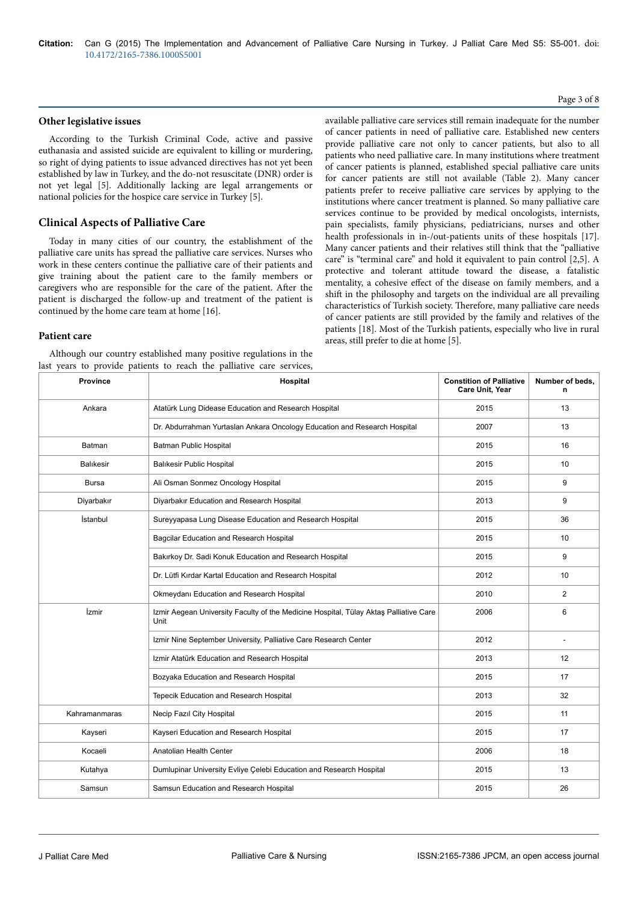### Other legislative issues

According to the Turkish Criminal Code, active and passive euthanasia and assisted suicide are equivalent to killing or murdering, so right of dying patients to issue advanced directives has not yet been established by law in Turkey, and the do-not resuscitate (DNR) order is not yet legal [5]. Additionally lacking are legal arrangements or national policies for the hospice care service in Turkey [5].

## Clinical Aspects of Palliative Care

Today in many cities of our country, the establishment of the palliative care units has spread the palliative care services. Nurses who work in these centers continue the palliative care of their patients and give training about the patient care to the family members or caregivers who are responsible for the care of the patient. After the patient is discharged the follow-up and treatment of the patient is continued by the home care team at home [16].

### Patient care

Although our country established many positive regulations in the last years to provide patients to reach the palliative care services, available palliative care services still remain inadequate for the number of cancer patients in need of palliative care. Established new centers provide palliative care not only to cancer patients, but also to all patients who need palliative care. In many institutions where treatment of cancer patients is planned, established special palliative care units for cancer patients are still not available (Table 2). Many cancer patients prefer to receive palliative care services by applying to the institutions where cancer treatment is planned. So many palliative care services continue to be provided by medical oncologists, internists, pain specialists, family physicians, pediatricians, nurses and other health professionals in in-/out-patients units of these hospitals [17]. Many cancer patients and their relatives still think that the "palliative care" is "terminal care" and hold it equivalent to pain control [2,5]. A protective and tolerant attitude toward the disease, a fatalistic mentality, a cohesive effect of the disease on family members, and a shift in the philosophy and targets on the individual are all prevailing characteristics of Turkish society. Therefore, many palliative care needs of cancer patients are still provided by the family and relatives of the patients [18]. Most of the Turkish patients, especially who live in rural areas, still prefer to die at home [5].

| Province | Hospital | Constition of Palliative Care Unit, Year | Number of beds, n |
|---|---|---|---|
| Ankara | Atatürk Lung Didease Education and Research Hospital | 2015 | 13 |
| | Dr. Abdurrahman Yurtaslan Ankara Oncology Education and Research Hospital | 2007 | 13 |
| Batman | Batman Public Hospital | 2015 | 16 |
| Balıkesir | Balıkesir Public Hospital | 2015 | 10 |
| Bursa | Ali Osman Sonmez Oncology Hospital | 2015 | 9 |
| Diyarbakır | Diyarbakır Education and Research Hospital | 2013 | 9 |
| İstanbul | Sureyyapasa Lung Disease Education and Research Hospital | 2015 | 36 |
| | Bagcilar Education and Research Hospital | 2015 | 10 |
| | Bakırkoy Dr. Sadi Konuk Education and Research Hospital | 2015 | 9 |
| | Dr. Lütfi Kırdar Kartal Education and Research Hospital | 2012 | 10 |
| | Okmeydanı Education and Research Hospital | 2010 | 2 |
| İzmir | Izmir Aegean University Faculty of the Medicine Hospital, Tülay Aktaş Palliative Care Unit | 2006 | 6 |
| | Izmir Nine September University, Palliative Care Research Center | 2012 | - |
| | Izmir Atatürk Education and Research Hospital | 2013 | 12 |
| | Bozyaka Education and Research Hospital | 2015 | 17 |
| | Tepecik Education and Research Hospital | 2013 | 32 |
| Kahramanmaras | Necip Fazıl City Hospital | 2015 | 11 |
| Kayseri | Kayseri Education and Research Hospital | 2015 | 17 |
| Kocaeli | Anatolian Health Center | 2006 | 18 |
| Kutahya | Dumlupinar University Evliye Çelebi Education and Research Hospital | 2015 | 13 |
| Samsun | Samsun Education and Research Hospital | 2015 | 26 |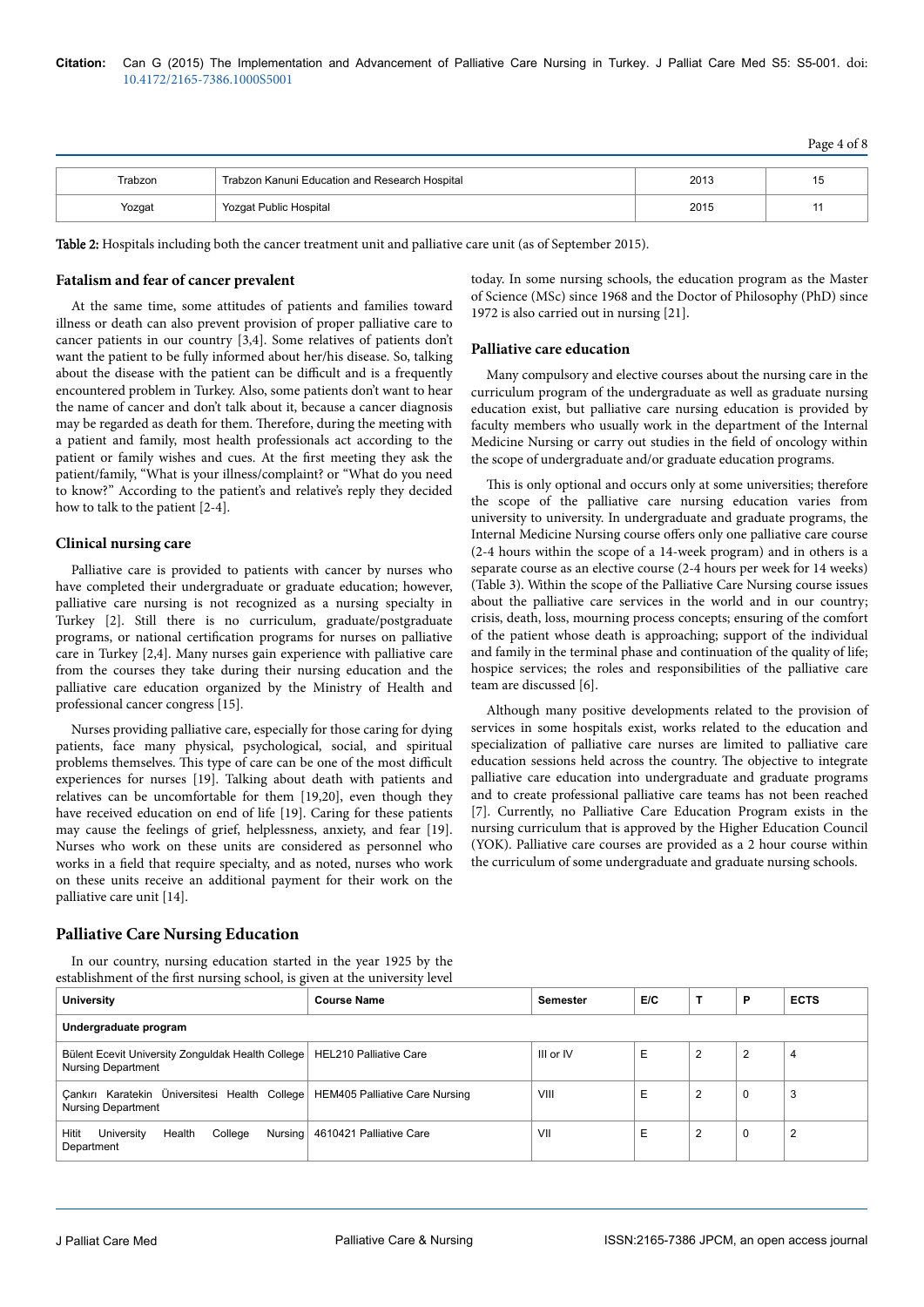| Trabzon | Trabzon Kanuni Education and Research Hospital | 2013 | 15 |
|---|---|---|---|
| Yozgat | Yozgat Public Hospital | 2015 | 11 |

**Table 2:** Hospitals including both the cancer treatment unit and palliative care unit (as of September 2015).

### Fatalism and fear of cancer prevalent

At the same time, some attitudes of patients and families toward illness or death can also prevent provision of proper palliative care to cancer patients in our country [3,4]. Some relatives of patients don't want the patient to be fully informed about her/his disease. So, talking about the disease with the patient can be difficult and is a frequently encountered problem in Turkey. Also, some patients don't want to hear the name of cancer and don't talk about it, because a cancer diagnosis may be regarded as death for them. Therefore, during the meeting with a patient and family, most health professionals act according to the patient or family wishes and cues. At the first meeting they ask the patient/family, "What is your illness/complaint? or "What do you need to know?" According to the patient's and relative's reply they decided how to talk to the patient [2-4].

### Clinical nursing care

Palliative care is provided to patients with cancer by nurses who have completed their undergraduate or graduate education; however, palliative care nursing is not recognized as a nursing specialty in Turkey [2]. Still there is no curriculum, graduate/postgraduate programs, or national certification programs for nurses on palliative care in Turkey [2,4]. Many nurses gain experience with palliative care from the courses they take during their nursing education and the palliative care education organized by the Ministry of Health and professional cancer congress [15].

Nurses providing palliative care, especially for those caring for dying patients, face many physical, psychological, social, and spiritual problems themselves. This type of care can be one of the most difficult experiences for nurses [19]. Talking about death with patients and relatives can be uncomfortable for them [19,20], even though they have received education on end of life [19]. Caring for these patients may cause the feelings of grief, helplessness, anxiety, and fear [19]. Nurses who work on these units are considered as personnel who works in a field that require specialty, and as noted, nurses who work on these units receive an additional payment for their work on the palliative care unit [14].

## Palliative Care Nursing Education

In our country, nursing education started in the year 1925 by the establishment of the first nursing school, is given at the university level today. In some nursing schools, the education program as the Master of Science (MSc) since 1968 and the Doctor of Philosophy (PhD) since 1972 is also carried out in nursing [21].

### Palliative care education

Many compulsory and elective courses about the nursing care in the curriculum program of the undergraduate as well as graduate nursing education exist, but palliative care nursing education is provided by faculty members who usually work in the department of the Internal Medicine Nursing or carry out studies in the field of oncology within the scope of undergraduate and/or graduate education programs.

This is only optional and occurs only at some universities; therefore the scope of the palliative care nursing education varies from university to university. In undergraduate and graduate programs, the Internal Medicine Nursing course offers only one palliative care course (2-4 hours within the scope of a 14-week program) and in others is a separate course as an elective course (2-4 hours per week for 14 weeks) (Table 3). Within the scope of the Palliative Care Nursing course issues about the palliative care services in the world and in our country; crisis, death, loss, mourning process concepts; ensuring of the comfort of the patient whose death is approaching; support of the individual and family in the terminal phase and continuation of the quality of life; hospice services; the roles and responsibilities of the palliative care team are discussed [6].

Although many positive developments related to the provision of services in some hospitals exist, works related to the education and specialization of palliative care nurses are limited to palliative care education sessions held across the country. The objective to integrate palliative care education into undergraduate and graduate programs and to create professional palliative care teams has not been reached [7]. Currently, no Palliative Care Education Program exists in the nursing curriculum that is approved by the Higher Education Council (YOK). Palliative care courses are provided as a 2 hour course within the curriculum of some undergraduate and graduate nursing schools.

| University | Course Name | Semester | E/C | T | P | ECTS |
|---|---|---|---|---|---|---|
| **Undergraduate program** | | | | | | |
| Bülent Ecevit University Zonguldak Health College Nursing Department | HEL210 Palliative Care | III or IV | E | 2 | 2 | 4 |
| Çankırı Karatekin Üniversitesi Health College Nursing Department | HEM405 Palliative Care Nursing | VIII | E | 2 | 0 | 3 |
| Hitit University Health College Nursing Department | 4610421 Palliative Care | VII | E | 2 | 0 | 2 |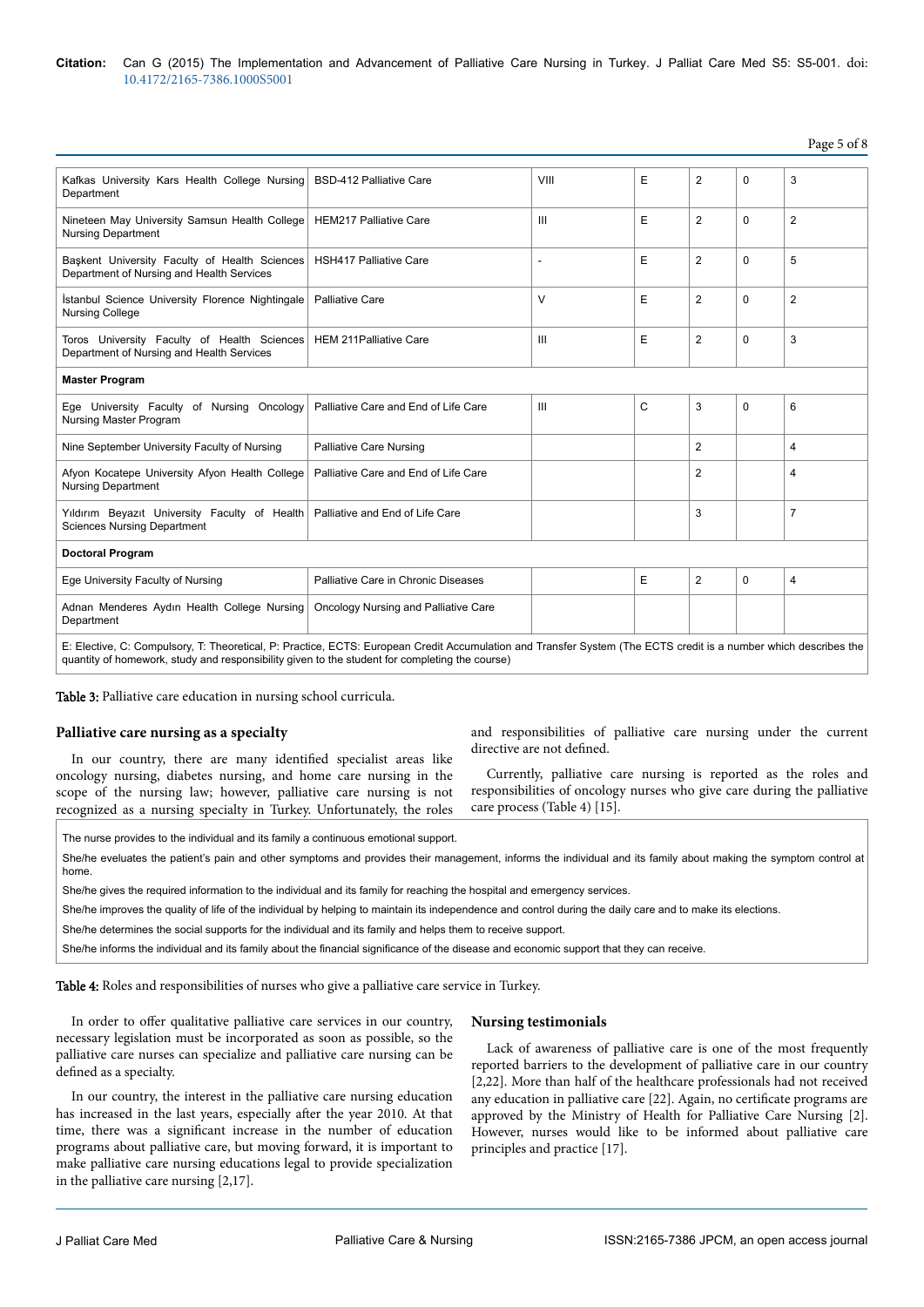| | | | | | | |
|---|---|---|---|---|---|---|
| Kafkas University Kars Health College Nursing Department | BSD-412 Palliative Care | VIII | E | 2 | 0 | 3 |
| Nineteen May University Samsun Health College Nursing Department | HEM217 Palliative Care | III | E | 2 | 0 | 2 |
| Başkent University Faculty of Health Sciences Department of Nursing and Health Services | HSH417 Palliative Care | - | E | 2 | 0 | 5 |
| İstanbul Science University Florence Nightingale Nursing College | Palliative Care | V | E | 2 | 0 | 2 |
| Toros University Faculty of Health Sciences Department of Nursing and Health Services | HEM 211Palliative Care | III | E | 2 | 0 | 3 |
| **Master Program** | | | | | | |
| Ege University Faculty of Nursing Oncology Nursing Master Program | Palliative Care and End of Life Care | III | C | 3 | 0 | 6 |
| Nine September University Faculty of Nursing | Palliative Care Nursing | | | 2 | | 4 |
| Afyon Kocatepe University Afyon Health College Nursing Department | Palliative Care and End of Life Care | | | 2 | | 4 |
| Yıldırım Beyazıt University Faculty of Health Sciences Nursing Department | Palliative and End of Life Care | | | 3 | | 7 |
| **Doctoral Program** | | | | | | |
| Ege University Faculty of Nursing | Palliative Care in Chronic Diseases | | E | 2 | 0 | 4 |
| Adnan Menderes Aydın Health College Nursing Department | Oncology Nursing and Palliative Care | | | | | |

E: Elective, C: Compulsory, T: Theoretical, P: Practice, ECTS: European Credit Accumulation and Transfer System (The ECTS credit is a number which describes the quantity of homework, study and responsibility given to the student for completing the course)

Table 3: Palliative care education in nursing school curricula.

## Palliative care nursing as a specialty

In our country, there are many identified specialist areas like oncology nursing, diabetes nursing, and home care nursing in the scope of the nursing law; however, palliative care nursing is not recognized as a nursing specialty in Turkey. Unfortunately, the roles and responsibilities of palliative care nursing under the current directive are not defined.

Currently, palliative care nursing is reported as the roles and responsibilities of oncology nurses who give care during the palliative care process (Table 4) [15].

| |
|---|
| The nurse provides to the individual and its family a continuous emotional support. |
| She/he eveluates the patient's pain and other symptoms and provides their management, informs the individual and its family about making the symptom control at home. |
| She/he gives the required information to the individual and its family for reaching the hospital and emergency services. |
| She/he improves the quality of life of the individual by helping to maintain its independence and control during the daily care and to make its elections. |
| She/he determines the social supports for the individual and its family and helps them to receive support. |
| She/he informs the individual and its family about the financial significance of the disease and economic support that they can receive. |

Table 4: Roles and responsibilities of nurses who give a palliative care service in Turkey.

In order to offer qualitative palliative care services in our country, necessary legislation must be incorporated as soon as possible, so the palliative care nurses can specialize and palliative care nursing can be defined as a specialty.

In our country, the interest in the palliative care nursing education has increased in the last years, especially after the year 2010. At that time, there was a significant increase in the number of education programs about palliative care, but moving forward, it is important to make palliative care nursing educations legal to provide specialization in the palliative care nursing [2,17].

## Nursing testimonials

Lack of awareness of palliative care is one of the most frequently reported barriers to the development of palliative care in our country [2,22]. More than half of the healthcare professionals had not received any education in palliative care [22]. Again, no certificate programs are approved by the Ministry of Health for Palliative Care Nursing [2]. However, nurses would like to be informed about palliative care principles and practice [17].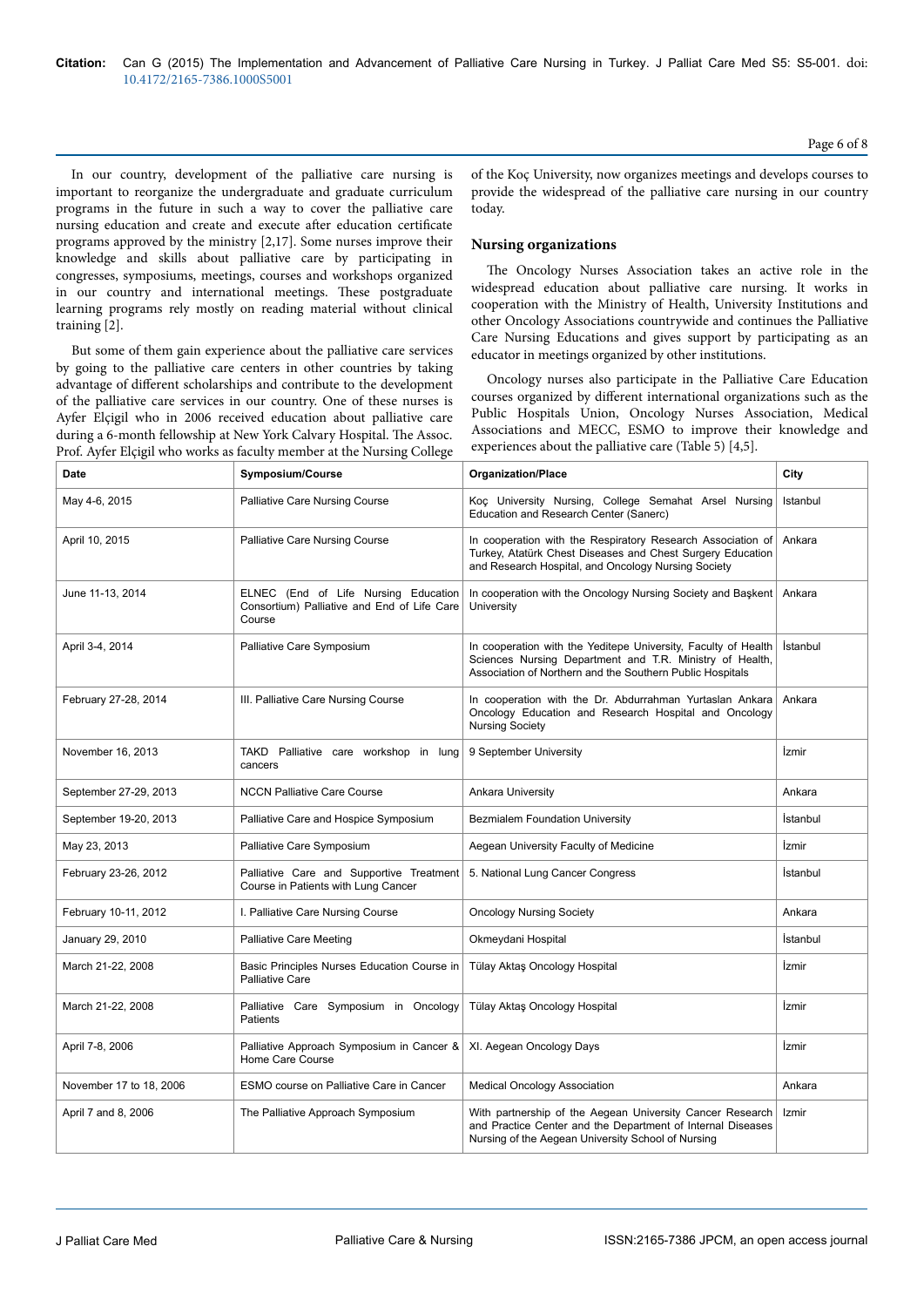In our country, development of the palliative care nursing is important to reorganize the undergraduate and graduate curriculum programs in the future in such a way to cover the palliative care nursing education and create and execute after education certificate programs approved by the ministry [2,17]. Some nurses improve their knowledge and skills about palliative care by participating in congresses, symposiums, meetings, courses and workshops organized in our country and international meetings. These postgraduate learning programs rely mostly on reading material without clinical training [2].

But some of them gain experience about the palliative care services by going to the palliative care centers in other countries by taking advantage of different scholarships and contribute to the development of the palliative care services in our country. One of these nurses is Ayfer Elçigil who in 2006 received education about palliative care during a 6-month fellowship at New York Calvary Hospital. The Assoc. Prof. Ayfer Elçigil who works as faculty member at the Nursing College of the Koç University, now organizes meetings and develops courses to provide the widespread of the palliative care nursing in our country today.

## Nursing organizations

The Oncology Nurses Association takes an active role in the widespread education about palliative care nursing. It works in cooperation with the Ministry of Health, University Institutions and other Oncology Associations countrywide and continues the Palliative Care Nursing Educations and gives support by participating as an educator in meetings organized by other institutions.

Oncology nurses also participate in the Palliative Care Education courses organized by different international organizations such as the Public Hospitals Union, Oncology Nurses Association, Medical Associations and MECC, ESMO to improve their knowledge and experiences about the palliative care (Table 5) [4,5].

| Date | Symposium/Course | Organization/Place | City |
|---|---|---|---|
| May 4-6, 2015 | Palliative Care Nursing Course | Koç University Nursing, College Semahat Arsel Nursing Education and Research Center (Sanerc) | Istanbul |
| April 10, 2015 | Palliative Care Nursing Course | In cooperation with the Respiratory Research Association of Turkey, Atatürk Chest Diseases and Chest Surgery Education and Research Hospital, and Oncology Nursing Society | Ankara |
| June 11-13, 2014 | ELNEC (End of Life Nursing Education Consortium) Palliative and End of Life Care Course | In cooperation with the Oncology Nursing Society and Başkent University | Ankara |
| April 3-4, 2014 | Palliative Care Symposium | In cooperation with the Yeditepe University, Faculty of Health Sciences Nursing Department and T.R. Ministry of Health, Association of Northern and the Southern Public Hospitals | İstanbul |
| February 27-28, 2014 | III. Palliative Care Nursing Course | In cooperation with the Dr. Abdurrahman Yurtaslan Ankara Oncology Education and Research Hospital and Oncology Nursing Society | Ankara |
| November 16, 2013 | TAKD Palliative care workshop in lung cancers | 9 September University | İzmir |
| September 27-29, 2013 | NCCN Palliative Care Course | Ankara University | Ankara |
| September 19-20, 2013 | Palliative Care and Hospice Symposium | Bezmialem Foundation University | İstanbul |
| May 23, 2013 | Palliative Care Symposium | Aegean University Faculty of Medicine | İzmir |
| February 23-26, 2012 | Palliative Care and Supportive Treatment Course in Patients with Lung Cancer | 5. National Lung Cancer Congress | İstanbul |
| February 10-11, 2012 | I. Palliative Care Nursing Course | Oncology Nursing Society | Ankara |
| January 29, 2010 | Palliative Care Meeting | Okmeydani Hospital | İstanbul |
| March 21-22, 2008 | Basic Principles Nurses Education Course in Palliative Care | Tülay Aktaş Oncology Hospital | İzmir |
| March 21-22, 2008 | Palliative Care Symposium in Oncology Patients | Tülay Aktaş Oncology Hospital | İzmir |
| April 7-8, 2006 | Palliative Approach Symposium in Cancer & Home Care Course | XI. Aegean Oncology Days | İzmir |
| November 17 to 18, 2006 | ESMO course on Palliative Care in Cancer | Medical Oncology Association | Ankara |
| April 7 and 8, 2006 | The Palliative Approach Symposium | With partnership of the Aegean University Cancer Research and Practice Center and the Department of Internal Diseases Nursing of the Aegean University School of Nursing | Izmir |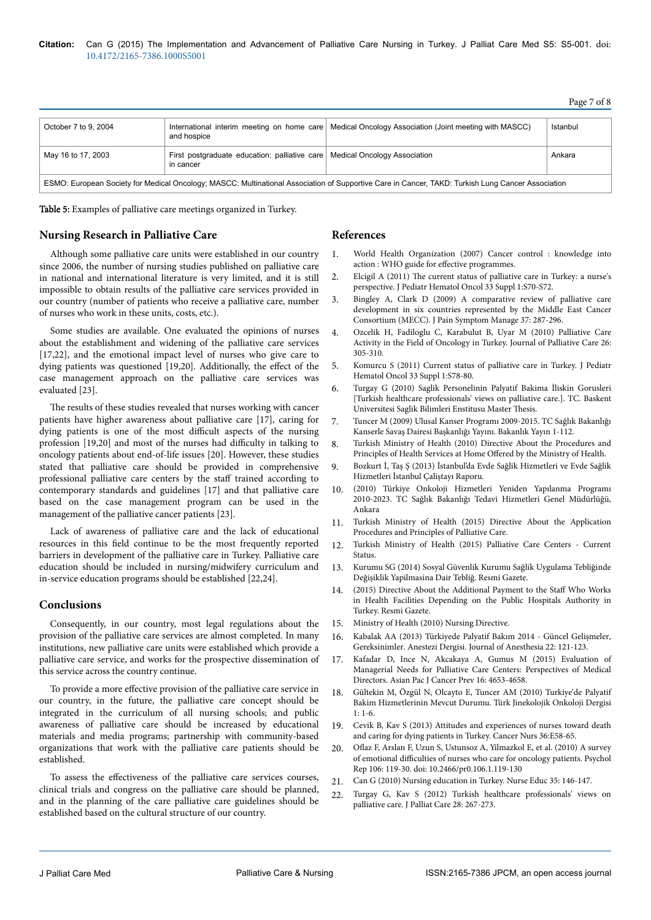| October 7 to 9, 2004 | International interim meeting on home care and hospice | Medical Oncology Association (Joint meeting with MASCC) | Istanbul |
|---|---|---|---|
| May 16 to 17, 2003 | First postgraduate education: palliative care in cancer | Medical Oncology Association | Ankara |
| ESMO: European Society for Medical Oncology; MASCC: Multinational Association of Supportive Care in Cancer, TAKD: Turkish Lung Cancer Association | | | |

**Table 5:** Examples of palliative care meetings organized in Turkey.

## Nursing Research in Palliative Care

Although some palliative care units were established in our country since 2006, the number of nursing studies published on palliative care in national and international literature is very limited, and it is still impossible to obtain results of the palliative care services provided in our country (number of patients who receive a palliative care, number of nurses who work in these units, costs, etc.).

Some studies are available. One evaluated the opinions of nurses about the establishment and widening of the palliative care services [17,22], and the emotional impact level of nurses who give care to dying patients was questioned [19,20]. Additionally, the effect of the case management approach on the palliative care services was evaluated [23].

The results of these studies revealed that nurses working with cancer patients have higher awareness about palliative care [17], caring for dying patients is one of the most difficult aspects of the nursing profession [19,20] and most of the nurses had difficulty in talking to oncology patients about end-of-life issues [20]. However, these studies stated that palliative care should be provided in comprehensive professional palliative care centers by the staff trained according to contemporary standards and guidelines [17] and that palliative care based on the case management program can be used in the management of the palliative cancer patients [23].

Lack of awareness of palliative care and the lack of educational resources in this field continue to be the most frequently reported barriers in development of the palliative care in Turkey. Palliative care education should be included in nursing/midwifery curriculum and in-service education programs should be established [22,24].

## Conclusions

Consequently, in our country, most legal regulations about the provision of the palliative care services are almost completed. In many institutions, new palliative care units were established which provide a palliative care service, and works for the prospective dissemination of this service across the country continue.

To provide a more effective provision of the palliative care service in our country, in the future, the palliative care concept should be integrated in the curriculum of all nursing schools; and public awareness of palliative care should be increased by educational materials and media programs; partnership with community-based organizations that work with the palliative care patients should be established.

To assess the effectiveness of the palliative care services courses, clinical trials and congress on the palliative care should be planned, and in the planning of the care palliative care guidelines should be established based on the cultural structure of our country.

## References

1. World Health Organization (2007) Cancer control : knowledge into action : WHO guide for effective programmes.
2. Elcigil A (2011) The current status of palliative care in Turkey: a nurse's perspective. J Pediatr Hematol Oncol 33 Suppl 1:S70-S72.
3. Bingley A, Clark D (2009) A comparative review of palliative care development in six countries represented by the Middle East Cancer Consortium (MECC). J Pain Symptom Manage 37: 287-296.
4. Ozcelik H, Fadiloglu C, Karabulut B, Uyar M (2010) Palliative Care Activity in the Field of Oncology in Turkey. Journal of Palliative Care 26: 305-310.
5. Komurcu S (2011) Current status of palliative care in Turkey. J Pediatr Hematol Oncol 33 Suppl 1:S78-80.
6. Turgay G (2010) Saglik Personelinin Palyatif Bakima İliskin Gorusleri [Turkish healthcare professionals' views on palliative care.]. TC. Baskent Universitesi Saglik Bilimleri Enstitusu Master Thesis.
7. Tuncer M (2009) Ulusal Kanser Programı 2009-2015. TC Sağlık Bakanlığı Kanserle Savaş Dairesi Başkanlığı Yayını. Bakanlık Yayın 1-112.
8. Turkish Ministry of Health (2010) Directive About the Procedures and Principles of Health Services at Home Offered by the Ministry of Health.
9. Bozkurt İ, Taş Ş (2013) İstanbul'da Evde Sağlık Hizmetleri ve Evde Sağlık Hizmetleri İstanbul Çalıştayı Raporu.
10. (2010) Türkiye Onkoloji Hizmetleri Yeniden Yapılanma Programı 2010-2023. TC Sağlık Bakanlığı Tedavi Hizmetleri Genel Müdürlüğü, Ankara
11. Turkish Ministry of Health (2015) Directive About the Application Procedures and Principles of Palliative Care.
12. Turkish Ministry of Health (2015) Palliative Care Centers - Current Status.
13. Kurumu SG (2014) Sosyal Güvenlik Kurumu Sağlik Uygulama Tebliğinde Değişiklik Yapilmasina Dair Tebliğ. Resmi Gazete.
14. (2015) Directive About the Additional Payment to the Staff Who Works in Health Facilities Depending on the Public Hospitals Authority in Turkey. Resmi Gazete.
15. Ministry of Health (2010) Nursing Directive.
16. Kabalak AA (2013) Türkiyede Palyatif Bakım 2014 - Güncel Gelişmeler, Gereksinimler. Anestezi Dergisi. Journal of Anesthesia 22: 121-123.
17. Kafadar D, Ince N, Akcakaya A, Gumus M (2015) Evaluation of Managerial Needs for Palliative Care Centers: Perspectives of Medical Directors. Asian Pac J Cancer Prev 16: 4653-4658.
18. Gültekin M, Özgül N, Olcayto E, Tuncer AM (2010) Turkiye'de Palyatif Bakim Hizmetlerinin Mevcut Durumu. Türk Jinekolojik Onkoloji Dergisi 1: 1-6.
19. Cevik B, Kav S (2013) Attitudes and experiences of nurses toward death and caring for dying patients in Turkey. Cancer Nurs 36:E58-65.
20. Oflaz F, Arslan F, Uzun S, Ustunsoz A, Yilmazkol E, et al. (2010) A survey of emotional difficulties of nurses who care for oncology patients. Psychol Rep 106: 119-30. doi: 10.2466/pr0.106.1.119-130
21. Can G (2010) Nursing education in Turkey. Nurse Educ 35: 146-147.
22. Turgay G, Kav S (2012) Turkish healthcare professionals' views on palliative care. J Palliat Care 28: 267-273.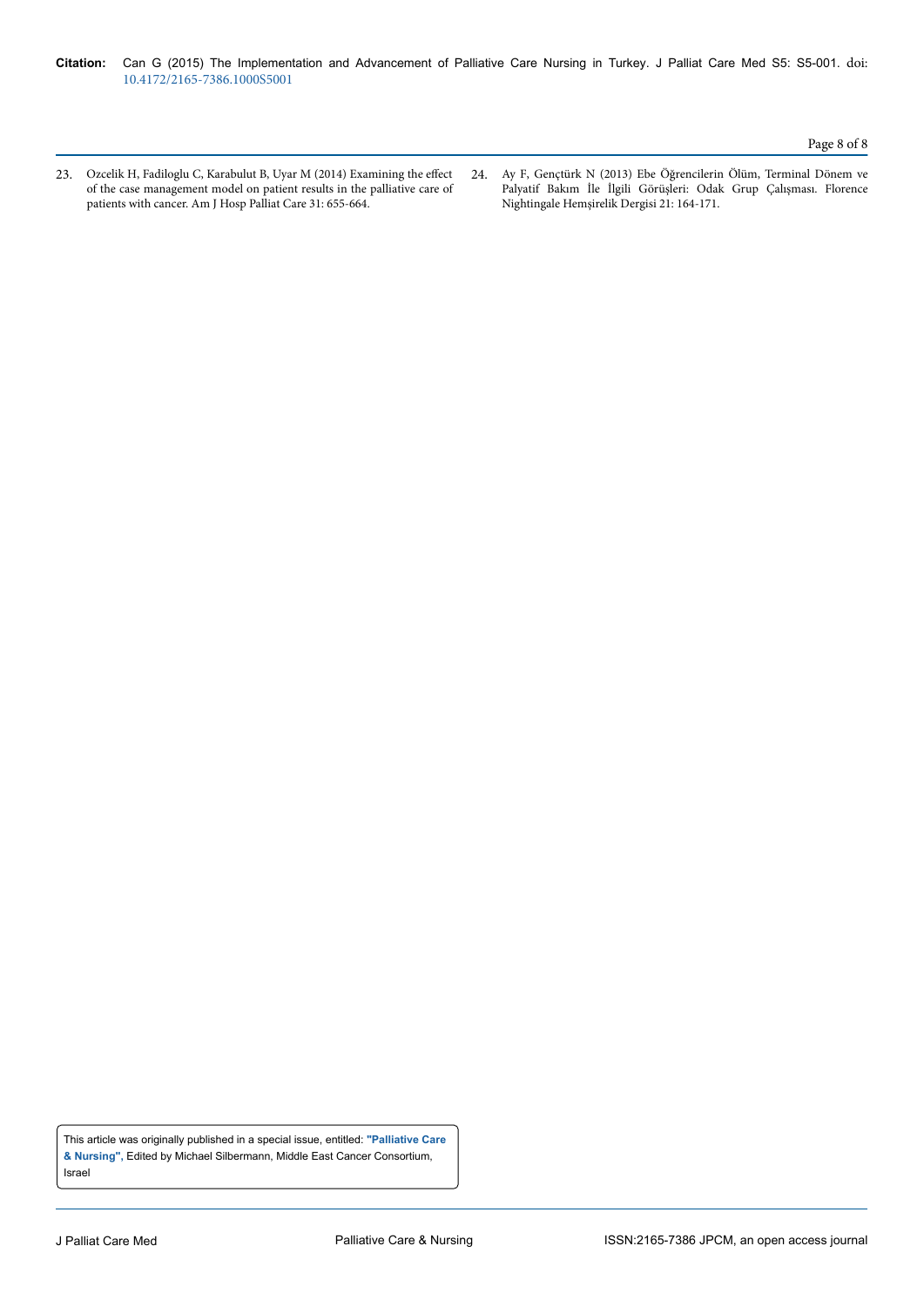23. Ozcelik H, Fadiloglu C, Karabulut B, Uyar M (2014) Examining the effect of the case management model on patient results in the palliative care of patients with cancer. Am J Hosp Palliat Care 31: 655-664.

24. Ay F, Gençtürk N (2013) Ebe Öğrencilerin Ölüm, Terminal Dönem ve Palyatif Bakım İle İlgili Görüşleri: Odak Grup Çalışması. Florence Nightingale Hemşirelik Dergisi 21: 164-171.

This article was originally published in a special issue, entitled: **"Palliative Care & Nursing"**, Edited by Michael Silbermann, Middle East Cancer Consortium, Israel